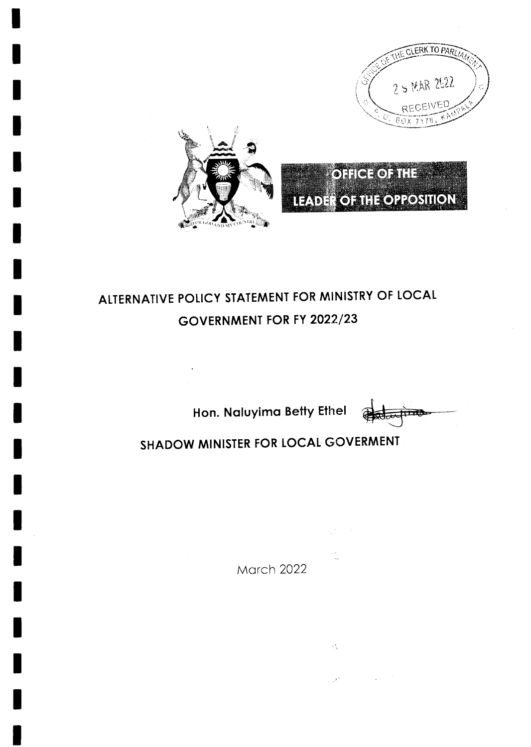OFFICE OF THE CLERK TO PARLIAMENT
2 5 MAR 2022
RECEIVED
P. O. BOX 7178, KAMPALA

OFFICE OF THE LEADER OF THE OPPOSITION

# ALTERNATIVE POLICY STATEMENT FOR MINISTRY OF LOCAL GOVERNMENT FOR FY 2022/23

**Hon. Naluyima Betty Ethel**

## SHADOW MINISTER FOR LOCAL GOVERMENT

March 2022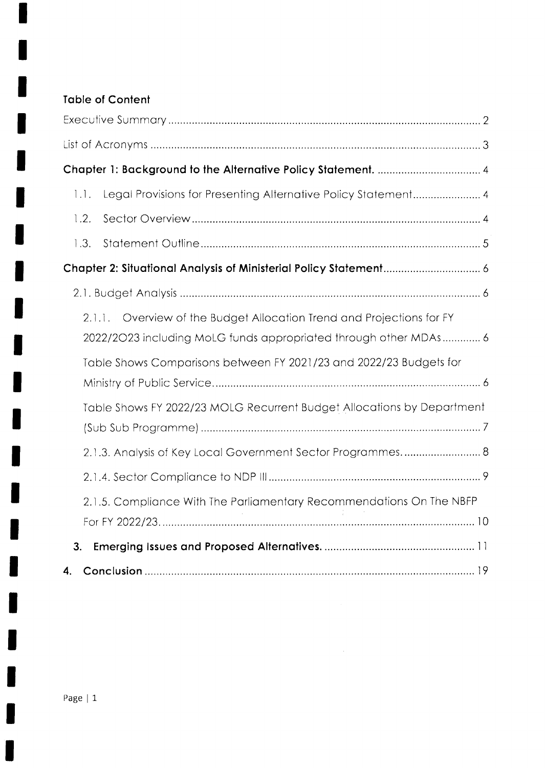## Table of Content

Executive Summary ..... 2

List of Acronyms ..... 3

**Chapter 1: Background to the Alternative Policy Statement.** ..... 4

- 1.1. Legal Provisions for Presenting Alternative Policy Statement ..... 4
- 1.2. Sector Overview ..... 4
- 1.3. Statement Outline ..... 5

**Chapter 2: Situational Analysis of Ministerial Policy Statement** ..... 6

- 2.1. Budget Analysis ..... 6
  - 2.1.1. Overview of the Budget Allocation Trend and Projections for FY 2022/2O23 including MoLG funds appropriated through other MDAs ..... 6
  - Table Shows Comparisons between FY 2021/23 and 2022/23 Budgets for Ministry of Public Service ..... 6
  - Table Shows FY 2022/23 MOLG Recurrent Budget Allocations by Department (Sub Sub Programme) ..... 7
  - 2.1.3. Analysis of Key Local Government Sector Programmes. ..... 8
  - 2.1.4. Sector Compliance to NDP III ..... 9
  - 2.1.5. Compliance With The Parliamentary Recommendations On The NBFP For FY 2022/23. ..... 10
- **3. Emerging Issues and Proposed Alternatives.** ..... 11

**4. Conclusion** ..... 19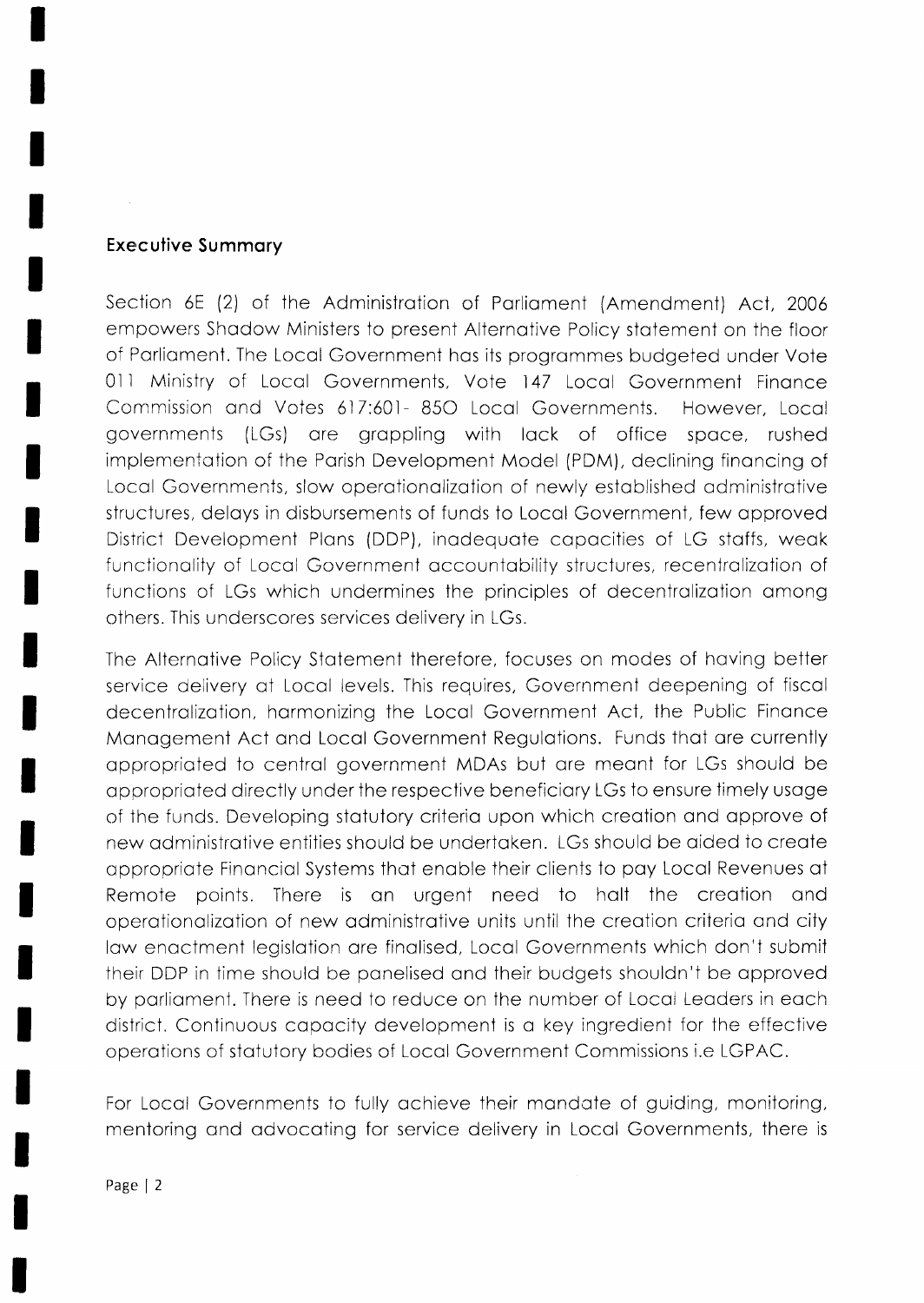## Executive Summary

Section 6E (2) of the Administration of Parliament (Amendment) Act, 2006 empowers Shadow Ministers to present Alternative Policy statement on the floor of Parliament. The Local Government has its programmes budgeted under Vote 011 Ministry of Local Governments, Vote 147 Local Government Finance Commission and Votes 617:601- 850 Local Governments. However, Local governments (LGs) are grappling with lack of office space, rushed implementation of the Parish Development Model (PDM), declining financing of Local Governments, slow operationalization of newly established administrative structures, delays in disbursements of funds to Local Government, few approved District Development Plans (DDP), inadequate capacities of LG staffs, weak functionality of Local Government accountability structures, recentralization of functions of LGs which undermines the principles of decentralization among others. This underscores services delivery in LGs.

The Alternative Policy Statement therefore, focuses on modes of having better service delivery at Local levels. This requires, Government deepening of fiscal decentralization, harmonizing the Local Government Act, the Public Finance Management Act and Local Government Regulations. Funds that are currently appropriated to central government MDAs but are meant for LGs should be appropriated directly under the respective beneficiary LGs to ensure timely usage of the funds. Developing statutory criteria upon which creation and approve of new administrative entities should be undertaken. LGs should be aided to create appropriate Financial Systems that enable their clients to pay Local Revenues at Remote points. There is an urgent need to halt the creation and operationalization of new administrative units until the creation criteria and city law enactment legislation are finalised, Local Governments which don't submit their DDP in time should be panelised and their budgets shouldn't be approved by parliament. There is need to reduce on the number of Local Leaders in each district. Continuous capacity development is a key ingredient for the effective operations of statutory bodies of Local Government Commissions i.e LGPAC.

For Local Governments to fully achieve their mandate of guiding, monitoring, mentoring and advocating for service delivery in Local Governments, there is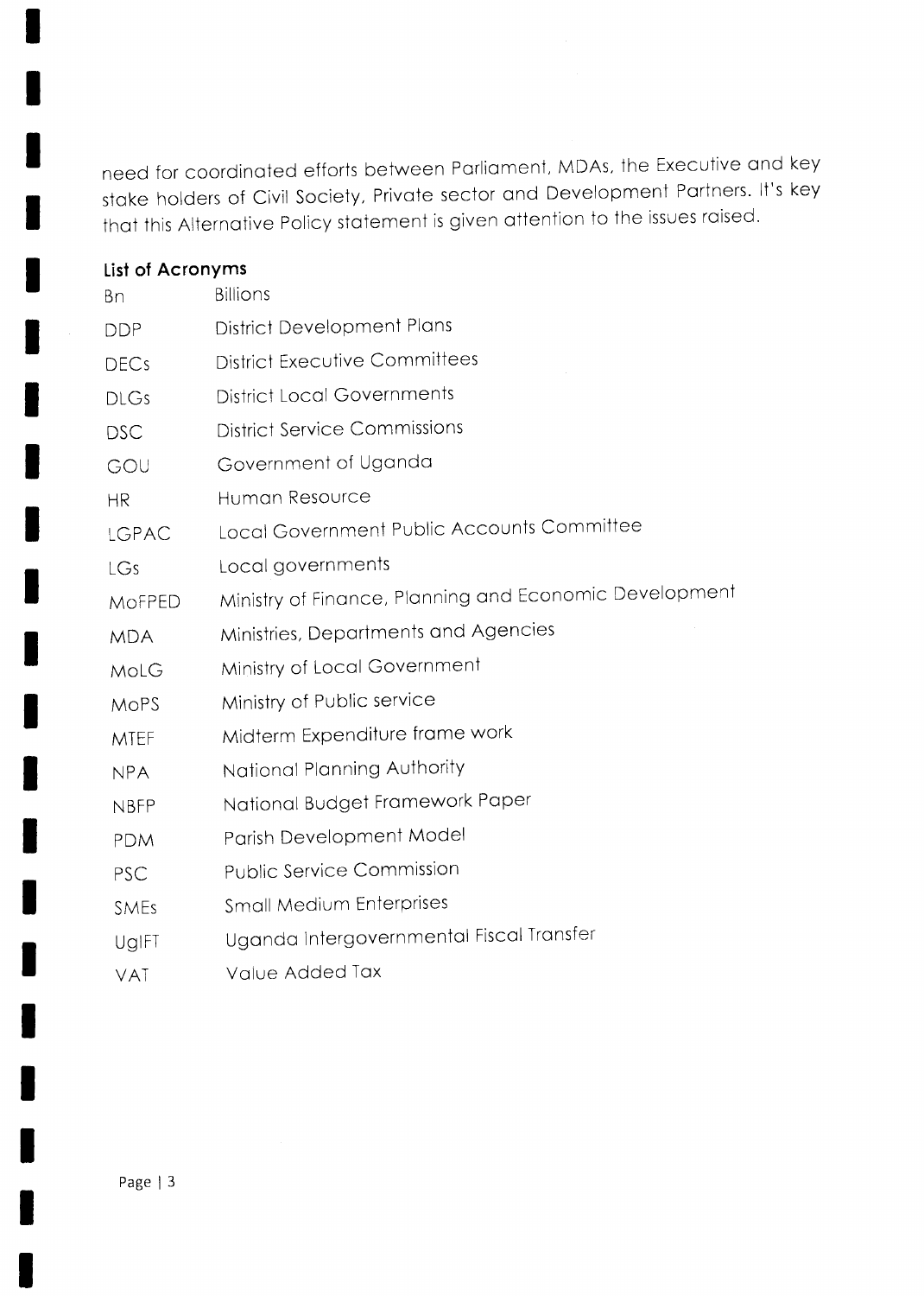need for coordinated efforts between Parliament, MDAs, the Executive and key stake holders of Civil Society, Private sector and Development Partners. It's key that this Alternative Policy statement is given attention to the issues raised.

## List of Acronyms

| | |
|---|---|
| Bn | Billions |
| DDP | District Development Plans |
| DECs | District Executive Committees |
| DLGs | District Local Governments |
| DSC | District Service Commissions |
| GOU | Government of Uganda |
| HR | Human Resource |
| LGPAC | Local Government Public Accounts Committee |
| LGs | Local governments |
| MoFPED | Ministry of Finance, Planning and Economic Development |
| MDA | Ministries, Departments and Agencies |
| MoLG | Ministry of Local Government |
| MoPS | Ministry of Public service |
| MTEF | Midterm Expenditure frame work |
| NPA | National Planning Authority |
| NBFP | National Budget Framework Paper |
| PDM | Parish Development Model |
| PSC | Public Service Commission |
| SMEs | Small Medium Enterprises |
| UgIFT | Uganda Intergovernmental Fiscal Transfer |
| VAT | Value Added Tax |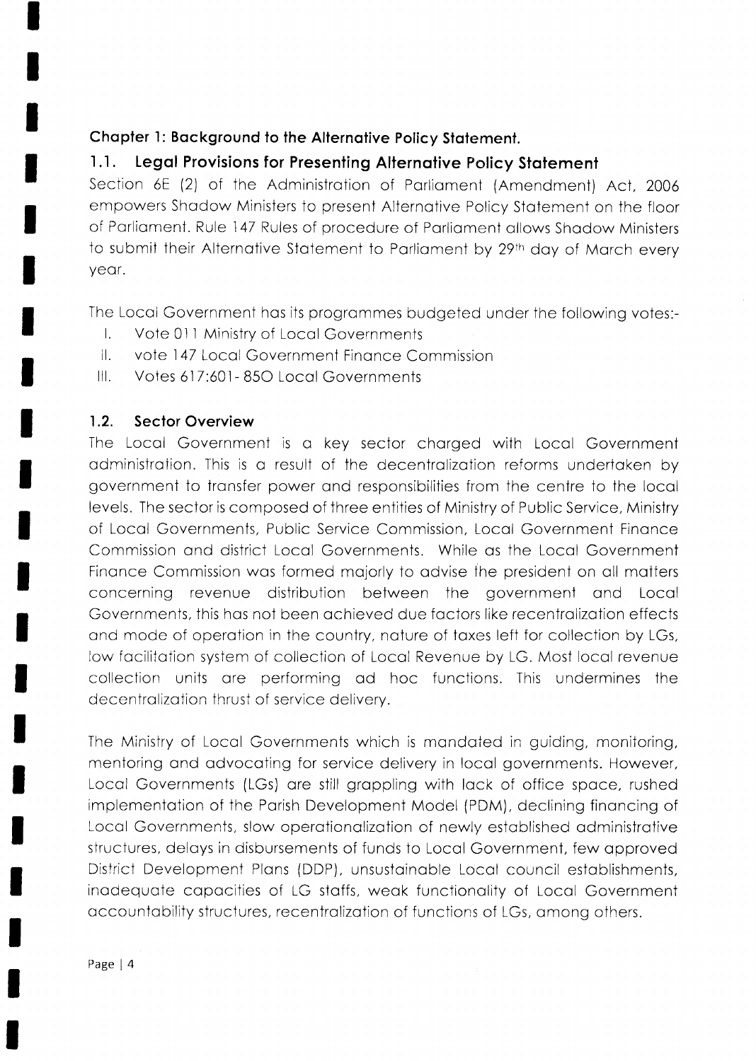## Chapter 1: Background to the Alternative Policy Statement.

### 1.1. Legal Provisions for Presenting Alternative Policy Statement

Section 6E (2) of the Administration of Parliament (Amendment) Act, 2006 empowers Shadow Ministers to present Alternative Policy Statement on the floor of Parliament. Rule 147 Rules of procedure of Parliament allows Shadow Ministers to submit their Alternative Statement to Parliament by 29th day of March every year.

The Local Government has its programmes budgeted under the following votes:-

I. Vote 011 Ministry of Local Governments
II. vote 147 Local Government Finance Commission
III. Votes 617:601- 85O Local Governments

### 1.2. Sector Overview

The Local Government is a key sector charged with Local Government administration. This is a result of the decentralization reforms undertaken by government to transfer power and responsibilities from the centre to the local levels. The sector is composed of three entities of Ministry of Public Service, Ministry of Local Governments, Public Service Commission, Local Government Finance Commission and district Local Governments. While as the Local Government Finance Commission was formed majorly to advise the president on all matters concerning revenue distribution between the government and Local Governments, this has not been achieved due factors like recentralization effects and mode of operation in the country, nature of taxes left for collection by LGs, low facilitation system of collection of Local Revenue by LG. Most local revenue collection units are performing ad hoc functions. This undermines the decentralization thrust of service delivery.

The Ministry of Local Governments which is mandated in guiding, monitoring, mentoring and advocating for service delivery in local governments. However, Local Governments (LGs) are still grappling with lack of office space, rushed implementation of the Parish Development Model (PDM), declining financing of Local Governments, slow operationalization of newly established administrative structures, delays in disbursements of funds to Local Government, few approved District Development Plans (DDP), unsustainable Local council establishments, inadequate capacities of LG staffs, weak functionality of Local Government accountability structures, recentralization of functions of LGs, among others.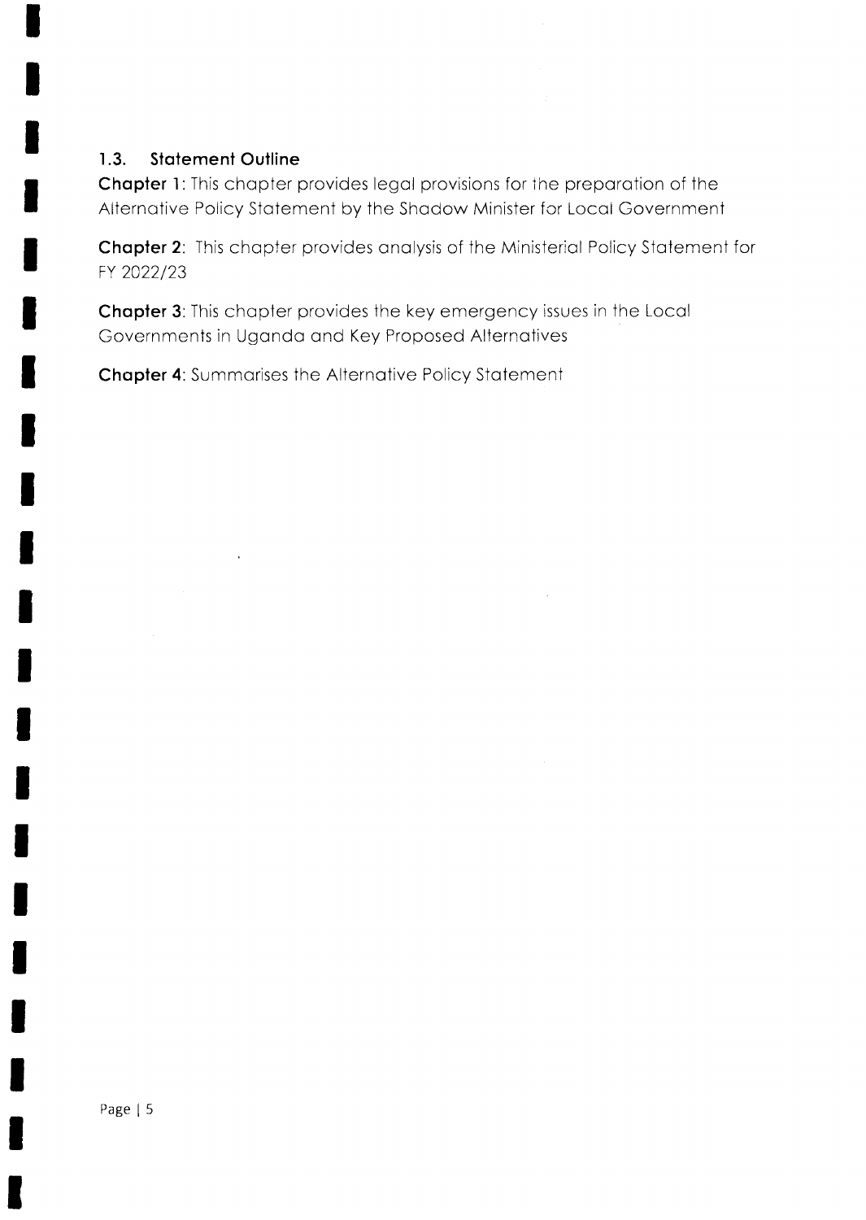### 1.3. Statement Outline

**Chapter 1**: This chapter provides legal provisions for the preparation of the Alternative Policy Statement by the Shadow Minister for Local Government

**Chapter 2**: This chapter provides analysis of the Ministerial Policy Statement for FY 2022/23

**Chapter 3**: This chapter provides the key emergency issues in the Local Governments in Uganda and Key Proposed Alternatives

**Chapter 4**: Summarises the Alternative Policy Statement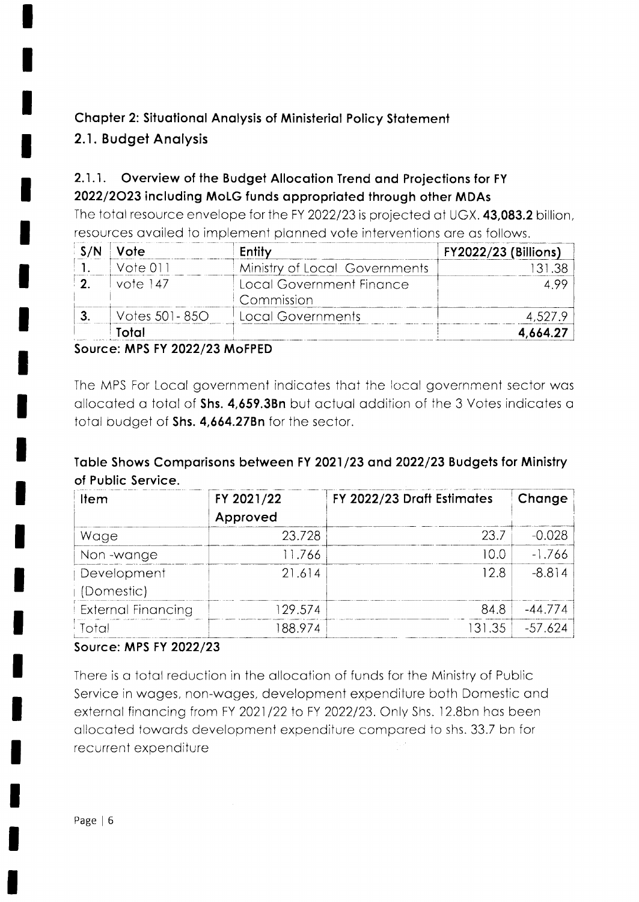## Chapter 2: Situational Analysis of Ministerial Policy Statement

### 2.1. Budget Analysis

#### 2.1.1. Overview of the Budget Allocation Trend and Projections for FY 2022/2023 including MoLG funds appropriated through other MDAs

The total resource envelope for the FY 2022/23 is projected at UGX. **43,083.2** billion, resources availed to implement planned vote interventions are as follows.

| S/N | Vote | Entity | FY2022/23 (Billions) |
|---|---|---|---|
| 1. | Vote 011 | Ministry of Local Governments | 131.38 |
| 2. | vote 147 | Local Government Finance Commission | 4.99 |
| 3. | Votes 501- 85O | Local Governments | 4,527.9 |
| | **Total** | | **4,664.27** |

**Source: MPS FY 2022/23 MoFPED**

The MPS For Local government indicates that the local government sector was allocated a total of **Shs. 4,659.3Bn** but actual addition of the 3 Votes indicates a total budget of **Shs. 4,664.27Bn** for the sector.

**Table Shows Comparisons between FY 2021/23 and 2022/23 Budgets for Ministry of Public Service.**

| Item | FY 2021/22 Approved | FY 2022/23 Draft Estimates | Change |
|---|---|---|---|
| Wage | 23.728 | 23.7 | -0.028 |
| Non -wange | 11.766 | 10.0 | -1.766 |
| Development (Domestic) | 21.614 | 12.8 | -8.814 |
| External Financing | 129.574 | 84.8 | -44.774 |
| Total | 188.974 | 131.35 | -57.624 |

**Source: MPS FY 2022/23**

There is a total reduction in the allocation of funds for the Ministry of Public Service in wages, non-wages, development expenditure both Domestic and external financing from FY 2021/22 to FY 2022/23. Only Shs. 12.8bn has been allocated towards development expenditure compared to shs. 33.7 bn for recurrent expenditure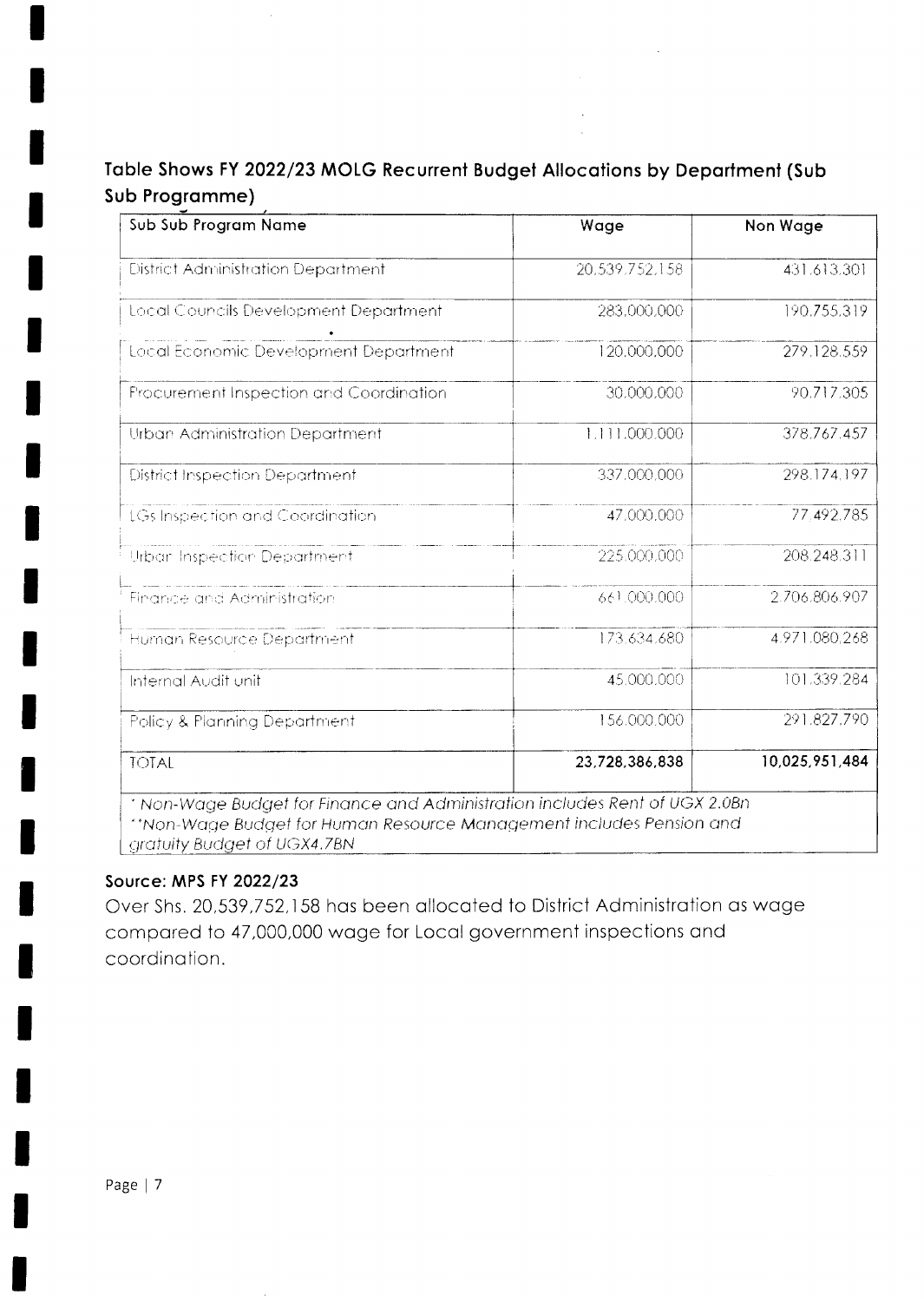### Table Shows FY 2022/23 MOLG Recurrent Budget Allocations by Department (Sub Sub Programme)

| Sub Sub Program Name | Wage | Non Wage |
|---|---|---|
| District Administration Department | 20,539,752,158 | 431,613,301 |
| Local Councils Development Department | 283,000,000 | 190,755,319 |
| Local Economic Development Department | 120,000,000 | 279,128,559 |
| Procurement Inspection and Coordination | 30,000,000 | 90,717,305 |
| Urban Administration Department | 1,111,000,000 | 378,767,457 |
| District Inspection Department | 337,000,000 | 298,174,197 |
| LGs Inspection and Coordination | 47,000,000 | 77,492,785 |
| Urban Inspection Department | 225,000,000 | 208,248,311 |
| Finance and Administration | 661,000,000 | 2,706,806,907 |
| Human Resource Department | 173,634,680 | 4,971,080,268 |
| Internal Audit unit | 45,000,000 | 101,339,284 |
| Policy & Planning Department | 156,000,000 | 291,827,790 |
| TOTAL | **23,728,386,838** | **10,025,951,484** |

*\* Non-Wage Budget for Finance and Administration includes Rent of UGX 2.0Bn*
*\*\*Non-Wage Budget for Human Resource Management includes Pension and gratuity Budget of UGX4.7BN*

**Source: MPS FY 2022/23**

Over Shs. 20,539,752,158 has been allocated to District Administration as wage compared to 47,000,000 wage for Local government inspections and coordination.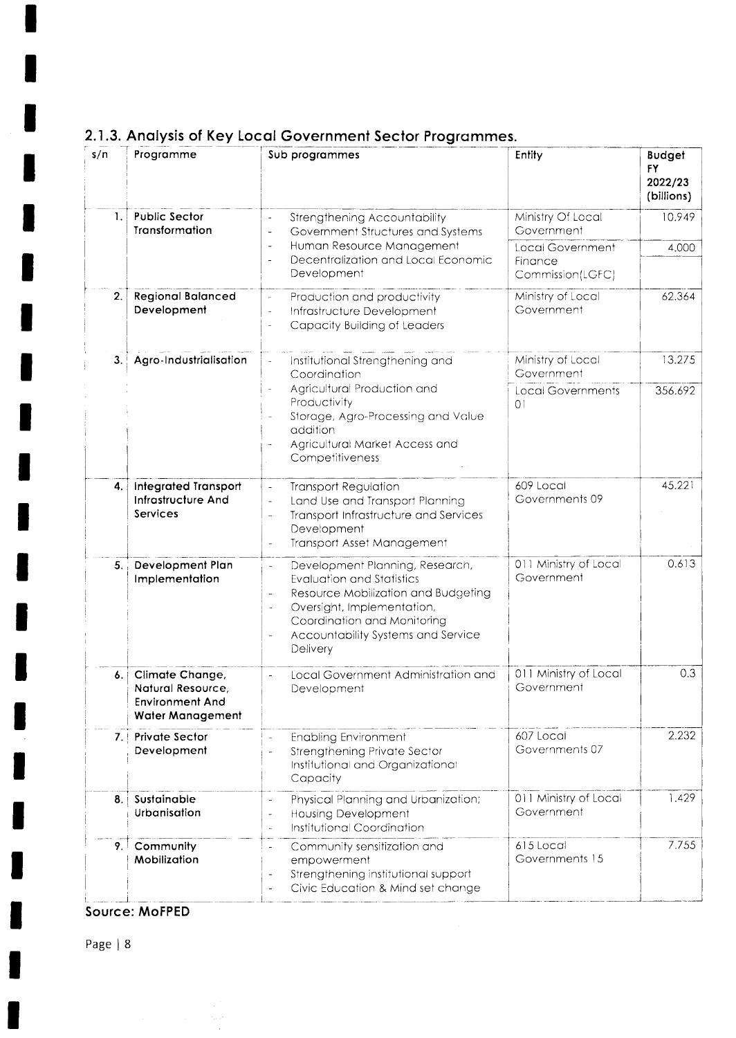### 2.1.3. Analysis of Key Local Government Sector Programmes.

| s/n | Programme | Sub programmes | Entity | Budget FY 2022/23 (billions) |
|---|---|---|---|---|
| 1. | **Public Sector Transformation** | - Strengthening Accountability<br>- Government Structures and Systems<br>- Human Resource Management<br>- Decentralization and Local Economic Development | Ministry Of Local Government | 10.949 |
| | | | Local Government Finance Commission(LGFC) | 4.000 |
| 2. | **Regional Balanced Development** | - Production and productivity<br>- Infrastructure Development<br>- Capacity Building of Leaders | Ministry of Local Government | 62.364 |
| 3. | **Agro-Industrialisation** | - Institutional Strengthening and Coordination<br>- Agricultural Production and Productivity<br>- Storage, Agro-Processing and Value addition<br>- Agricultural Market Access and Competitiveness | Ministry of Local Government | 13.275 |
| | | | Local Governments 01 | 356.692 |
| 4. | **Integrated Transport Infrastructure And Services** | - Transport Regulation<br>- Land Use and Transport Planning<br>- Transport Infrastructure and Services Development<br>- Transport Asset Management | 609 Local Governments 09 | 45.221 |
| 5. | **Development Plan Implementation** | - Development Planning, Research, Evaluation and Statistics<br>- Resource Mobilization and Budgeting<br>- Oversight, Implementation, Coordination and Monitoring<br>- Accountability Systems and Service Delivery | 011 Ministry of Local Government | 0.613 |
| 6. | **Climate Change, Natural Resource, Environment And Water Management** | - Local Government Administration and Development | 011 Ministry of Local Government | 0.3 |
| 7. | **Private Sector Development** | - Enabling Environment<br>- Strengthening Private Sector Institutional and Organizational Capacity | 607 Local Governments 07 | 2.232 |
| 8. | **Sustainable Urbanisation** | - Physical Planning and Urbanization;<br>- Housing Development<br>- Institutional Coordination | 011 Ministry of Local Government | 1.429 |
| 9. | **Community Mobilization** | - Community sensitization and empowerment<br>- Strengthening institutional support<br>- Civic Education & Mind set change | 615 Local Governments 15 | 7.755 |

**Source: MoFPED**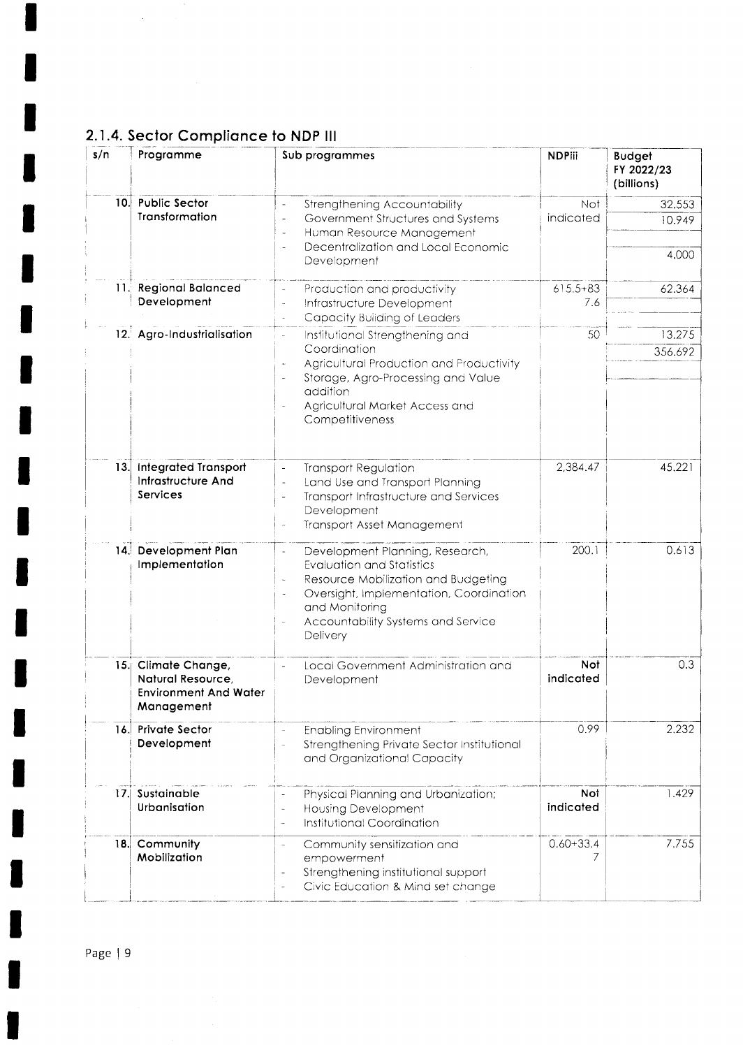## 2.1.4. Sector Compliance to NDP III

| s/n | Programme | Sub programmes | NDPiii | Budget FY 2022/23 (billions) |
|---|---|---|---|---|
| 10. | Public Sector Transformation | - Strengthening Accountability<br>- Government Structures and Systems<br>- Human Resource Management<br>- Decentralization and Local Economic Development | Not indicated | 32.553<br>10.949<br><br>4.000 |
| 11. | Regional Balanced Development | - Production and productivity<br>- Infrastructure Development<br>- Capacity Building of Leaders | 615.5+83 7.6 | 62.364 |
| 12. | Agro-Industrialisation | - Institutional Strengthening and Coordination<br>- Agricultural Production and Productivity<br>- Storage, Agro-Processing and Value addition<br>- Agricultural Market Access and Competitiveness | 50 | 13.275<br>356.692 |
| 13. | Integrated Transport Infrastructure And Services | - Transport Regulation<br>- Land Use and Transport Planning<br>- Transport Infrastructure and Services Development<br>- Transport Asset Management | 2,384.47 | 45.221 |
| 14. | Development Plan Implementation | - Development Planning, Research, Evaluation and Statistics<br>- Resource Mobilization and Budgeting<br>- Oversight, Implementation, Coordination and Monitoring<br>- Accountability Systems and Service Delivery | 200.1 | 0.613 |
| 15. | Climate Change, Natural Resource, Environment And Water Management | - Local Government Administration and Development | **Not indicated** | 0.3 |
| 16. | Private Sector Development | - Enabling Environment<br>- Strengthening Private Sector Institutional and Organizational Capacity | 0.99 | 2.232 |
| 17. | Sustainable Urbanisation | - Physical Planning and Urbanization;<br>- Housing Development<br>- Institutional Coordination | **Not indicated** | 1.429 |
| 18. | Community Mobilization | - Community sensitization and empowerment<br>- Strengthening institutional support<br>- Civic Education & Mind set change | 0.60+33.4 7 | 7.755 |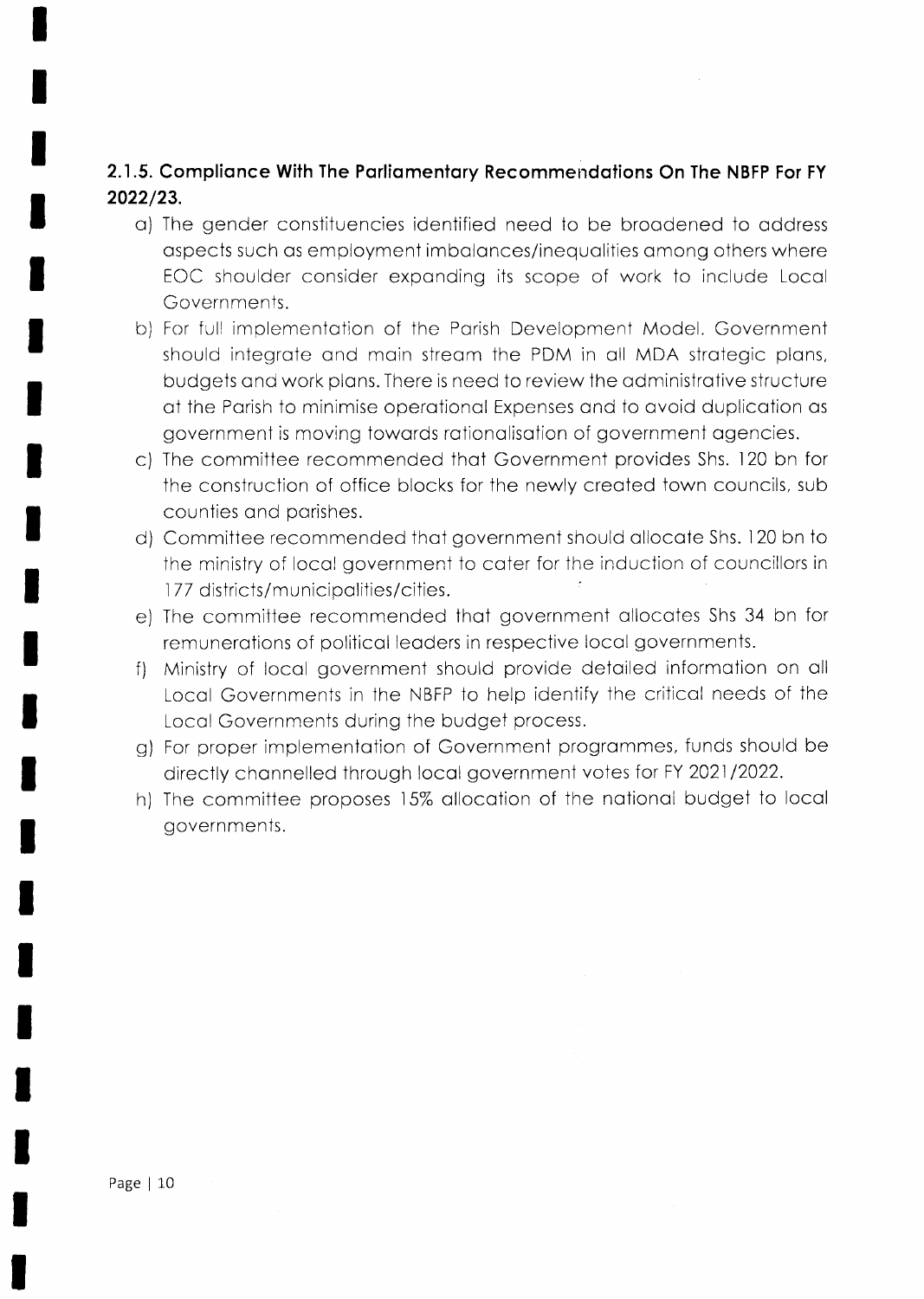### 2.1.5. Compliance With The Parliamentary Recommendations On The NBFP For FY 2022/23.

a) The gender constituencies identified need to be broadened to address aspects such as employment imbalances/inequalities among others where EOC shoulder consider expanding its scope of work to include Local Governments.

b) For full implementation of the Parish Development Model. Government should integrate and main stream the PDM in all MDA strategic plans, budgets and work plans. There is need to review the administrative structure at the Parish to minimise operational Expenses and to avoid duplication as government is moving towards rationalisation of government agencies.

c) The committee recommended that Government provides Shs. 120 bn for the construction of office blocks for the newly created town councils, sub counties and parishes.

d) Committee recommended that government should allocate Shs. 120 bn to the ministry of local government to cater for the induction of councillors in 177 districts/municipalities/cities.

e) The committee recommended that government allocates Shs 34 bn for remunerations of political leaders in respective local governments.

f) Ministry of local government should provide detailed information on all Local Governments in the NBFP to help identify the critical needs of the Local Governments during the budget process.

g) For proper implementation of Government programmes, funds should be directly channelled through local government votes for FY 2021/2022.

h) The committee proposes 15% allocation of the national budget to local governments.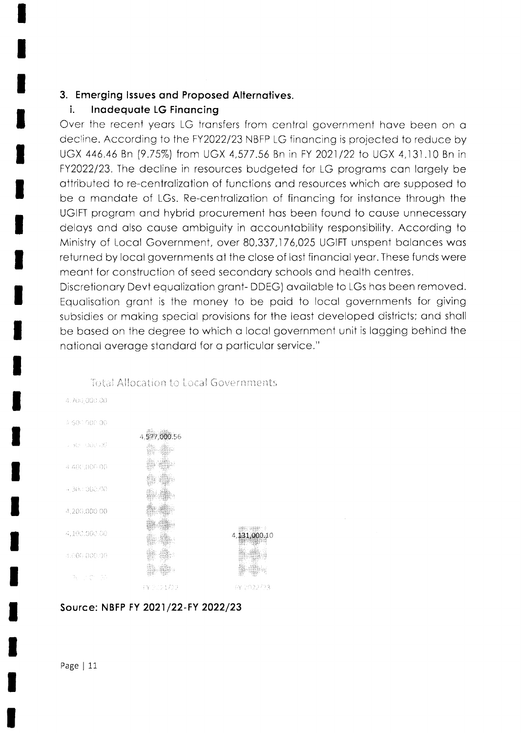## 3. Emerging Issues and Proposed Alternatives.

### i. Inadequate LG Financing

Over the recent years LG transfers from central government have been on a decline. According to the FY2022/23 NBFP LG financing is projected to reduce by UGX 446.46 Bn (9.75%) from UGX 4,577.56 Bn in FY 2021/22 to UGX 4,131.10 Bn in FY2022/23. The decline in resources budgeted for LG programs can largely be attributed to re-centralization of functions and resources which are supposed to be a mandate of LGs. Re-centralization of financing for instance through the UGIFT program and hybrid procurement has been found to cause unnecessary delays and also cause ambiguity in accountability responsibility. According to Ministry of Local Government, over 80,337,176,025 UGIFT unspent balances was returned by local governments at the close of last financial year. These funds were meant for construction of seed secondary schools and health centres.

Discretionary Devt equalization grant- DDEG) available to LGs has been removed. Equalisation grant is the money to be paid to local governments for giving subsidies or making special provisions for the least developed districts; and shall be based on the degree to which a local government unit is lagging behind the national average standard for a particular service."

Total Allocation to Local Governments

| | FY 2021/22 | FY 2022/23 |
|---|---|---|
| Total Allocation | 4,577,000.56 | 4,131,000.10 |

**Source: NBFP FY 2021/22-FY 2022/23**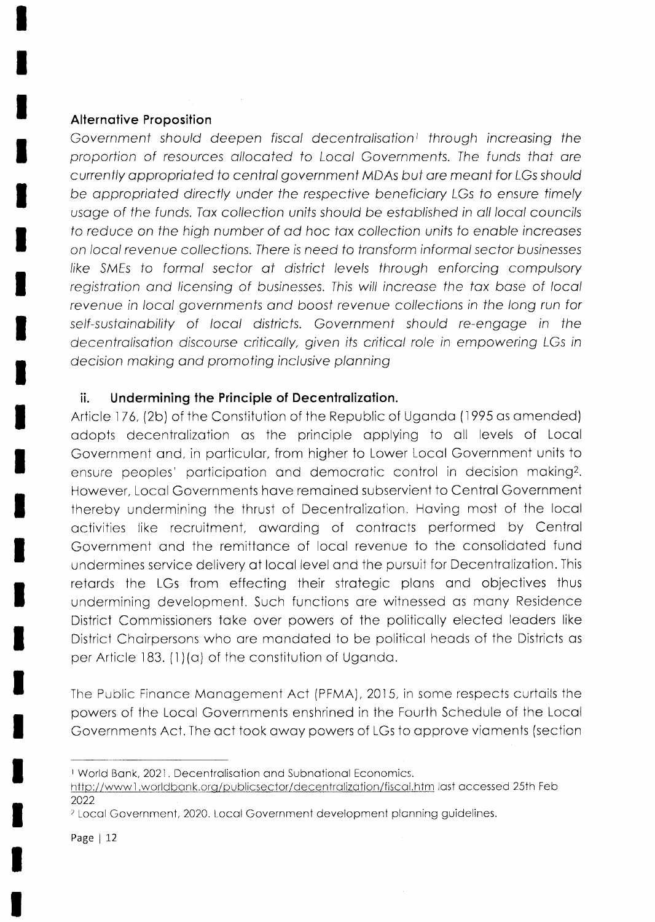**Alternative Proposition**

*Government should deepen fiscal decentralisation[1] through increasing the proportion of resources allocated to Local Governments. The funds that are currently appropriated to central government MDAs but are meant for LGs should be appropriated directly under the respective beneficiary LGs to ensure timely usage of the funds. Tax collection units should be established in all local councils to reduce on the high number of ad hoc tax collection units to enable increases on local revenue collections. There is need to transform informal sector businesses like SMEs to formal sector at district levels through enforcing compulsory registration and licensing of businesses. This will increase the tax base of local revenue in local governments and boost revenue collections in the long run for self-sustainability of local districts. Government should re-engage in the decentralisation discourse critically, given its critical role in empowering LGs in decision making and promoting inclusive planning*

### ii. Undermining the Principle of Decentralization.

Article 176, (2b) of the Constitution of the Republic of Uganda (1995 as amended) adopts decentralization as the principle applying to all levels of Local Government and, in particular, from higher to Lower Local Government units to ensure peoples' participation and democratic control in decision making[2]. However, Local Governments have remained subservient to Central Government thereby undermining the thrust of Decentralization. Having most of the local activities like recruitment, awarding of contracts performed by Central Government and the remittance of local revenue to the consolidated fund undermines service delivery at local level and the pursuit for Decentralization. This retards the LGs from effecting their strategic plans and objectives thus undermining development. Such functions are witnessed as many Residence District Commissioners take over powers of the politically elected leaders like District Chairpersons who are mandated to be political heads of the Districts as per Article 183. (1)(a) of the constitution of Uganda.

The Public Finance Management Act (PFMA), 2015, in some respects curtails the powers of the Local Governments enshrined in the Fourth Schedule of the Local Governments Act. The act took away powers of LGs to approve viaments (section

---

[1] World Bank, 2021. Decentralisation and Subnational Economics. http://www1.worldbank.org/publicsector/decentralization/fiscal.htm last accessed 25th Feb 2022

[2] Local Government, 2020. Local Government development planning guidelines.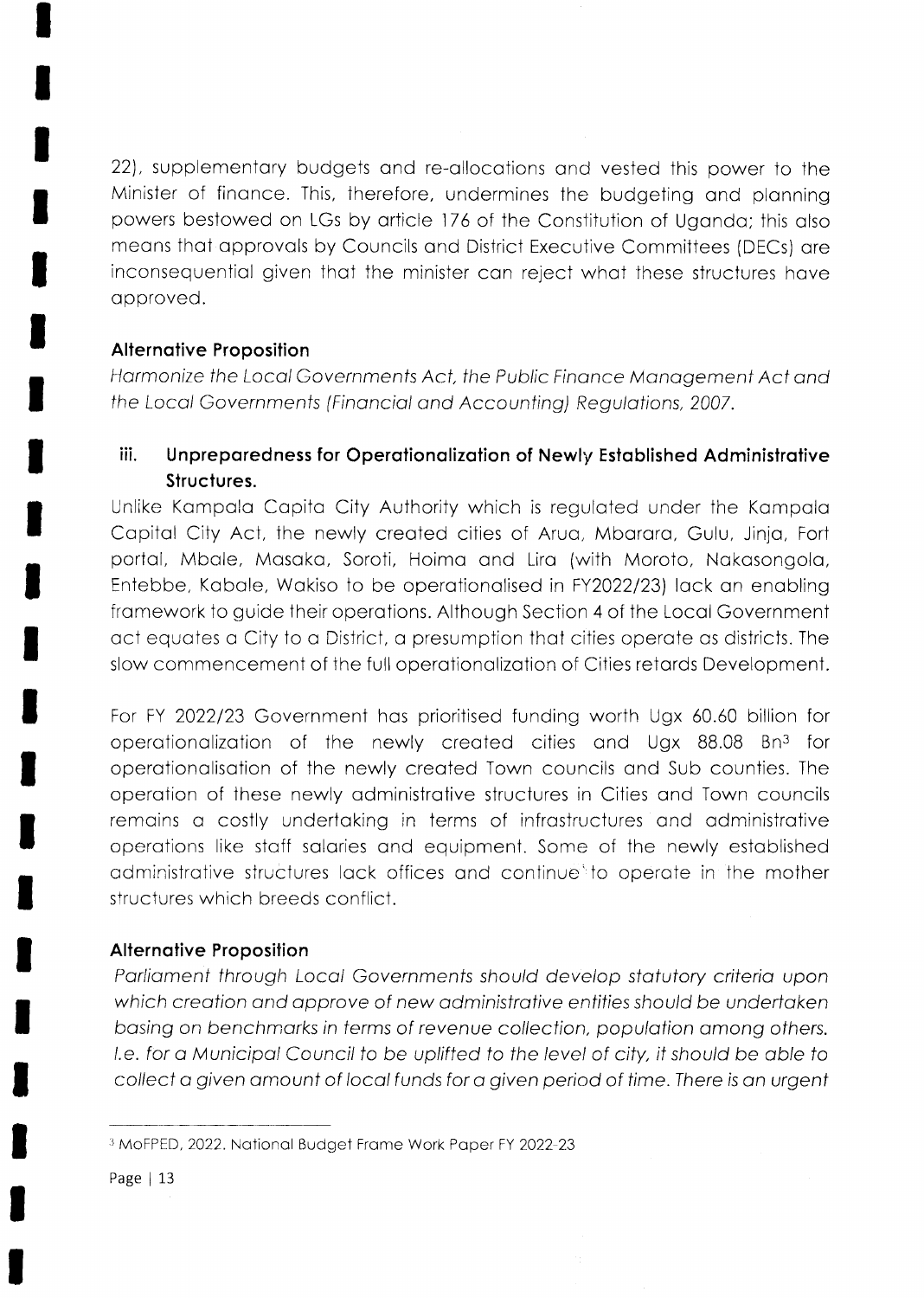22), supplementary budgets and re-allocations and vested this power to the Minister of finance. This, therefore, undermines the budgeting and planning powers bestowed on LGs by article 176 of the Constitution of Uganda; this also means that approvals by Councils and District Executive Committees (DECs) are inconsequential given that the minister can reject what these structures have approved.

**Alternative Proposition**

*Harmonize the Local Governments Act, the Public Finance Management Act and the Local Governments (Financial and Accounting) Regulations, 2007.*

### iii. Unpreparedness for Operationalization of Newly Established Administrative Structures.

Unlike Kampala Capita City Authority which is regulated under the Kampala Capital City Act, the newly created cities of Arua, Mbarara, Gulu, Jinja, Fort portal, Mbale, Masaka, Soroti, Hoima and Lira (with Moroto, Nakasongola, Entebbe, Kabale, Wakiso to be operationalised in FY2022/23) lack an enabling framework to guide their operations. Although Section 4 of the Local Government act equates a City to a District, a presumption that cities operate as districts. The slow commencement of the full operationalization of Cities retards Development.

For FY 2022/23 Government has prioritised funding worth Ugx 60.60 billion for operationalization of the newly created cities and Ugx 88.08 Bn[3] for operationalisation of the newly created Town councils and Sub counties. The operation of these newly administrative structures in Cities and Town councils remains a costly undertaking in terms of infrastructures and administrative operations like staff salaries and equipment. Some of the newly established administrative structures lack offices and continue to operate in the mother structures which breeds conflict.

**Alternative Proposition**

*Parliament through Local Governments should develop statutory criteria upon which creation and approve of new administrative entities should be undertaken basing on benchmarks in terms of revenue collection, population among others. I.e. for a Municipal Council to be uplifted to the level of city, it should be able to collect a given amount of local funds for a given period of time. There is an urgent*

---

[3] MoFPED, 2022. National Budget Frame Work Paper FY 2022-23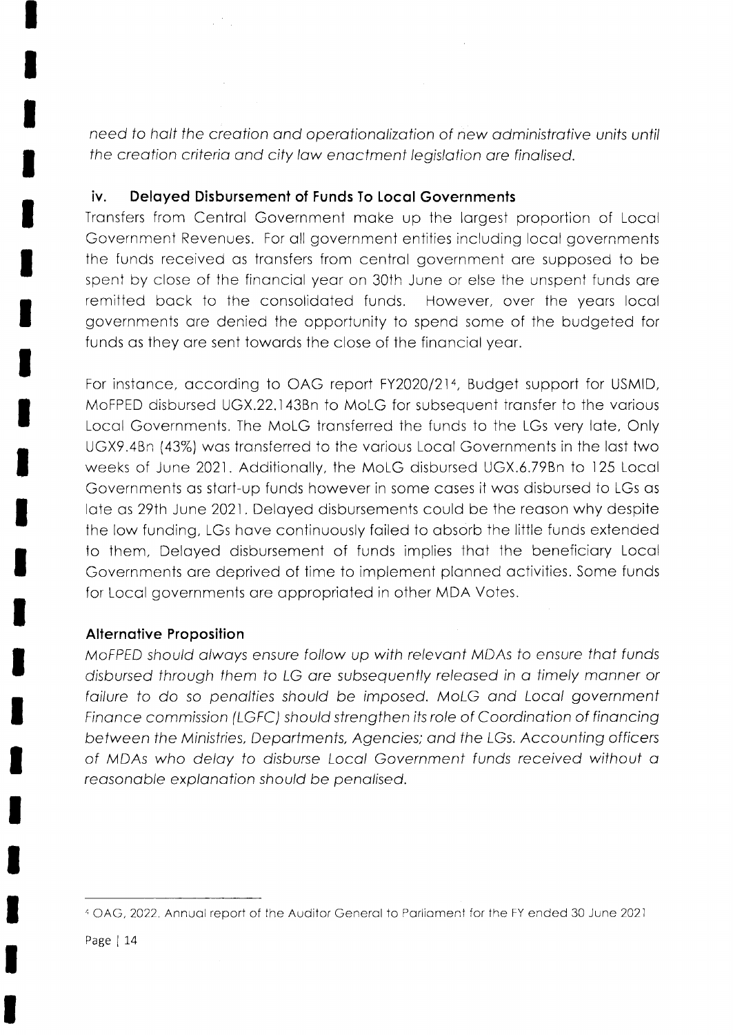*need to halt the creation and operationalization of new administrative units until the creation criteria and city law enactment legislation are finalised.*

### iv. Delayed Disbursement of Funds To Local Governments

Transfers from Central Government make up the largest proportion of Local Government Revenues. For all government entities including local governments the funds received as transfers from central government are supposed to be spent by close of the financial year on 30th June or else the unspent funds are remitted back to the consolidated funds. However, over the years local governments are denied the opportunity to spend some of the budgeted for funds as they are sent towards the close of the financial year.

For instance, according to OAG report FY2020/21[4], Budget support for USMID, MoFPED disbursed UGX.22.143Bn to MoLG for subsequent transfer to the various Local Governments. The MoLG transferred the funds to the LGs very late, Only UGX9.4Bn (43%) was transferred to the various Local Governments in the last two weeks of June 2021. Additionally, the MoLG disbursed UGX.6.79Bn to 125 Local Governments as start-up funds however in some cases it was disbursed to LGs as late as 29th June 2021. Delayed disbursements could be the reason why despite the low funding, LGs have continuously failed to absorb the little funds extended to them, Delayed disbursement of funds implies that the beneficiary Local Governments are deprived of time to implement planned activities. Some funds for Local governments are appropriated in other MDA Votes.

**Alternative Proposition**

*MoFPED should always ensure follow up with relevant MDAs to ensure that funds disbursed through them to LG are subsequently released in a timely manner or failure to do so penalties should be imposed. MoLG and Local government Finance commission (LGFC) should strengthen its role of Coordination of financing between the Ministries, Departments, Agencies; and the LGs. Accounting officers of MDAs who delay to disburse Local Government funds received without a reasonable explanation should be penalised.*

---

[4] OAG, 2022. Annual report of the Auditor General to Parliament for the FY ended 30 June 2021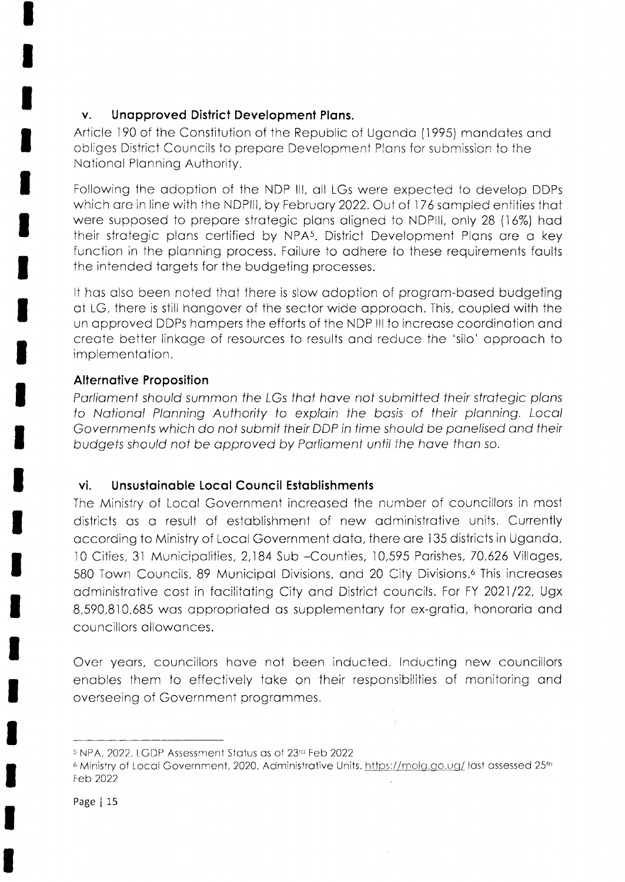### v. Unapproved District Development Plans.

Article 190 of the Constitution of the Republic of Uganda (1995) mandates and obliges District Councils to prepare Development Plans for submission to the National Planning Authority.

Following the adoption of the NDP III, all LGs were expected to develop DDPs which are in line with the NDPIII, by February 2022. Out of 176 sampled entities that were supposed to prepare strategic plans aligned to NDPIII, only 28 (16%) had their strategic plans certified by NPA[5]. District Development Plans are a key function in the planning process. Failure to adhere to these requirements faults the intended targets for the budgeting processes.

It has also been noted that there is slow adoption of program-based budgeting at LG, there is still hangover of the sector wide approach. This, coupled with the un approved DDPs hampers the efforts of the NDP III to increase coordination and create better linkage of resources to results and reduce the 'silo' approach to implementation.

**Alternative Proposition**

*Parliament should summon the LGs that have not submitted their strategic plans to National Planning Authority to explain the basis of their planning. Local Governments which do not submit their DDP in time should be panelised and their budgets should not be approved by Parliament until the have than so.*

### vi. Unsustainable Local Council Establishments

The Ministry of Local Government increased the number of councillors in most districts as a result of establishment of new administrative units. Currently according to Ministry of Local Government data, there are 135 districts in Uganda, 10 Cities, 31 Municipalities, 2,184 Sub –Counties, 10,595 Parishes, 70,626 Villages, 580 Town Councils, 89 Municipal Divisions, and 20 City Divisions.[6] This increases administrative cost in facilitating City and District councils. For FY 2021/22, Ugx 8,590,810,685 was appropriated as supplementary for ex-gratia, honoraria and councillors allowances.

Over years, councillors have not been inducted. Inducting new councillors enables them to effectively take on their responsibilities of monitoring and overseeing of Government programmes.

---

[5] NPA, 2022. LGDP Assessment Status as of 23rd Feb 2022

[6] Ministry of Local Government, 2020. Administrative Units. https://molg.go.ug/ last assessed 25th Feb 2022